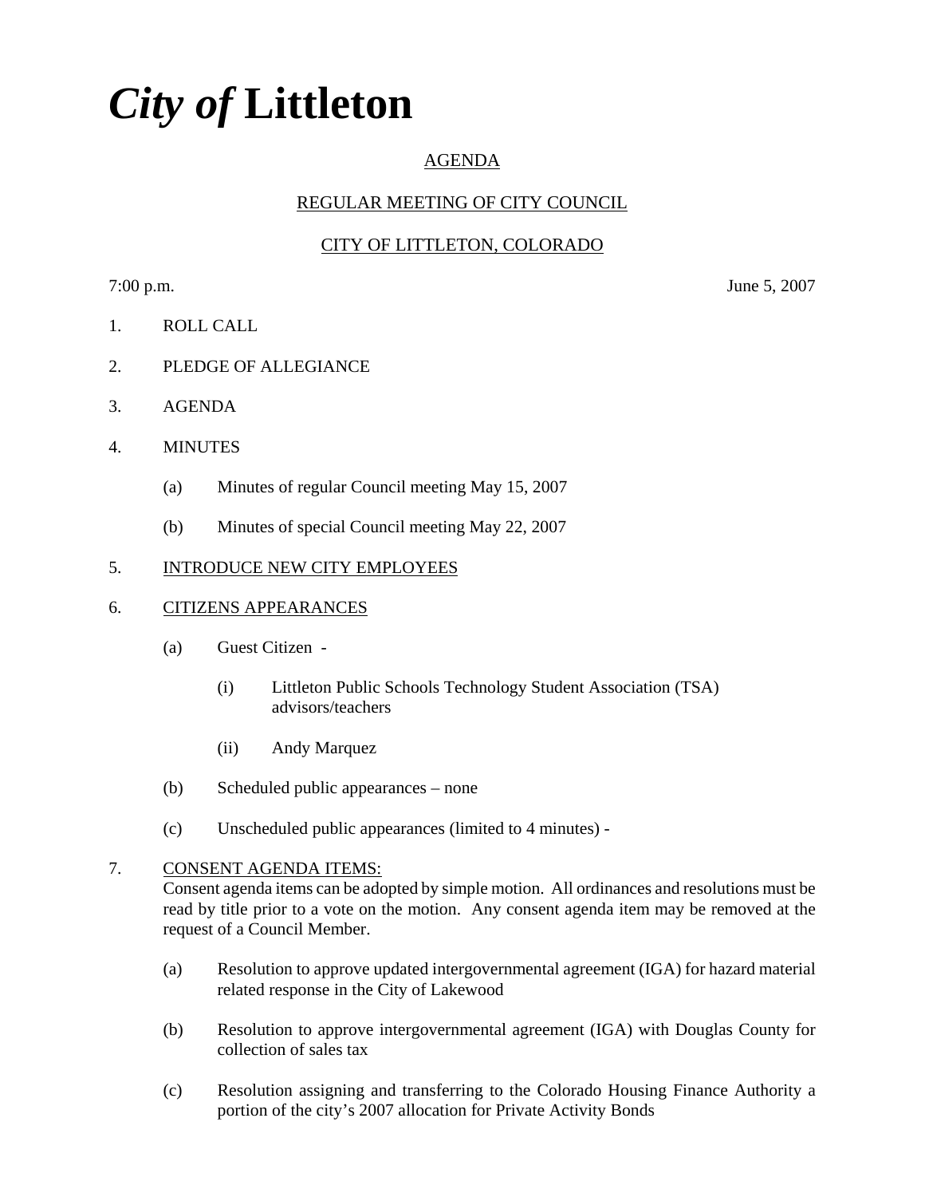# *City of* Littleton

AGENDA

REGULAR MEETING OF CITY COUNCIL

CITY OF LITTLETON, COLORADO

7:00 p.m. June 5, 2007

1. ROLL CALL

2. PLEDGE OF ALLEGIANCE

3. AGENDA

4. MINUTES

   (a) Minutes of regular Council meeting May 15, 2007

   (b) Minutes of special Council meeting May 22, 2007

5. INTRODUCE NEW CITY EMPLOYEES

6. CITIZENS APPEARANCES

   (a) Guest Citizen -

      (i) Littleton Public Schools Technology Student Association (TSA) advisors/teachers

      (ii) Andy Marquez

   (b) Scheduled public appearances – none

   (c) Unscheduled public appearances (limited to 4 minutes) -

7. CONSENT AGENDA ITEMS:
   Consent agenda items can be adopted by simple motion. All ordinances and resolutions must be read by title prior to a vote on the motion. Any consent agenda item may be removed at the request of a Council Member.

   (a) Resolution to approve updated intergovernmental agreement (IGA) for hazard material related response in the City of Lakewood

   (b) Resolution to approve intergovernmental agreement (IGA) with Douglas County for collection of sales tax

   (c) Resolution assigning and transferring to the Colorado Housing Finance Authority a portion of the city's 2007 allocation for Private Activity Bonds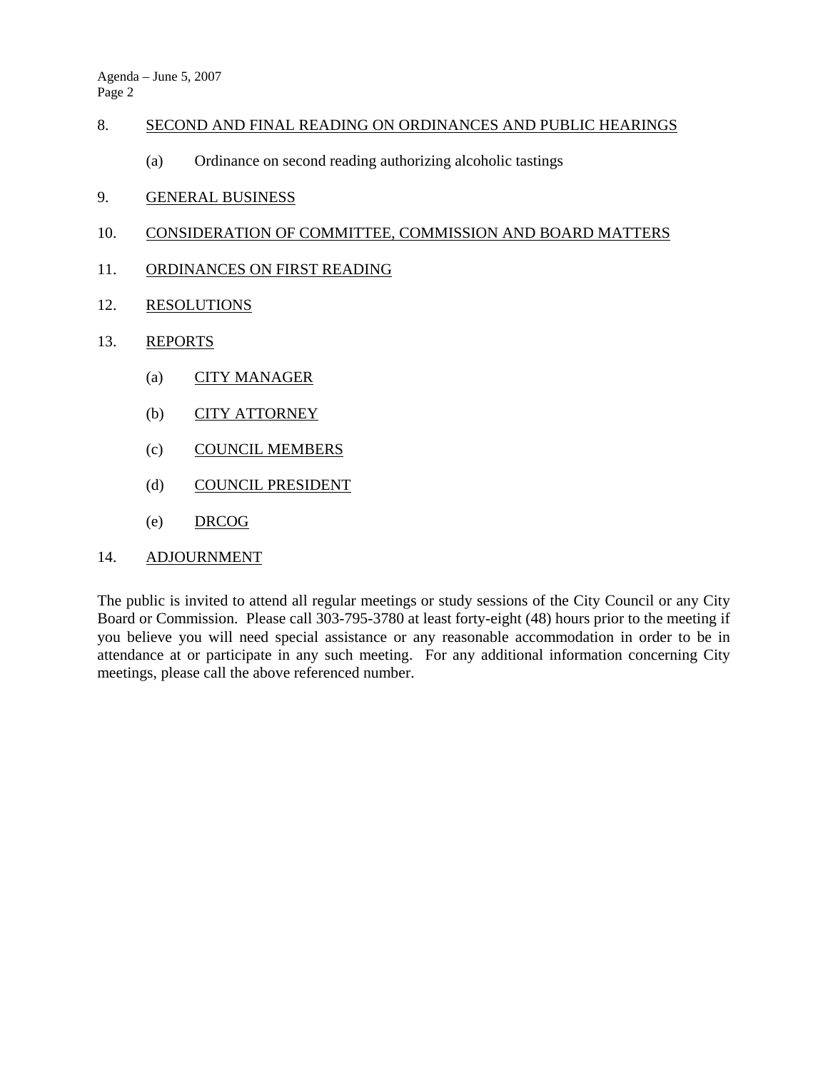8. SECOND AND FINAL READING ON ORDINANCES AND PUBLIC HEARINGS

   (a) Ordinance on second reading authorizing alcoholic tastings

9. GENERAL BUSINESS

10. CONSIDERATION OF COMMITTEE, COMMISSION AND BOARD MATTERS

11. ORDINANCES ON FIRST READING

12. RESOLUTIONS

13. REPORTS

   (a) CITY MANAGER

   (b) CITY ATTORNEY

   (c) COUNCIL MEMBERS

   (d) COUNCIL PRESIDENT

   (e) DRCOG

14. ADJOURNMENT

The public is invited to attend all regular meetings or study sessions of the City Council or any City Board or Commission. Please call 303-795-3780 at least forty-eight (48) hours prior to the meeting if you believe you will need special assistance or any reasonable accommodation in order to be in attendance at or participate in any such meeting. For any additional information concerning City meetings, please call the above referenced number.